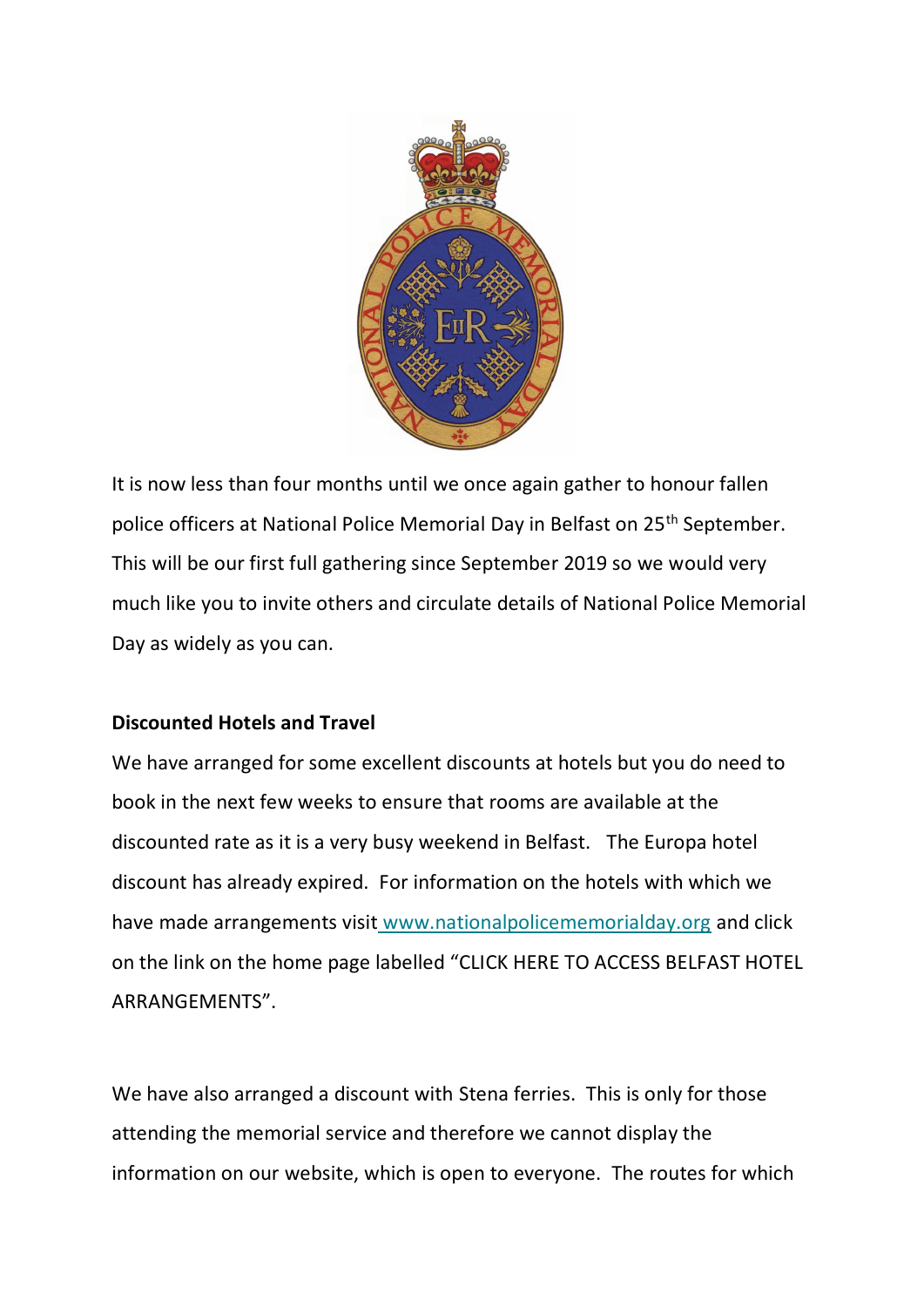It is now less than four months until we once again gather to honour fallen police officers at National Police Memorial Day in Belfast on 25th September. This will be our first full gathering since September 2019 so we would very much like you to invite others and circulate details of National Police Memorial Day as widely as you can.

**Discounted Hotels and Travel**

We have arranged for some excellent discounts at hotels but you do need to book in the next few weeks to ensure that rooms are available at the discounted rate as it is a very busy weekend in Belfast. The Europa hotel discount has already expired. For information on the hotels with which we have made arrangements visit [www.nationalpolicememorialday.org](http://www.nationalpolicememorialday.org) and click on the link on the home page labelled "CLICK HERE TO ACCESS BELFAST HOTEL ARRANGEMENTS".

We have also arranged a discount with Stena ferries. This is only for those attending the memorial service and therefore we cannot display the information on our website, which is open to everyone. The routes for which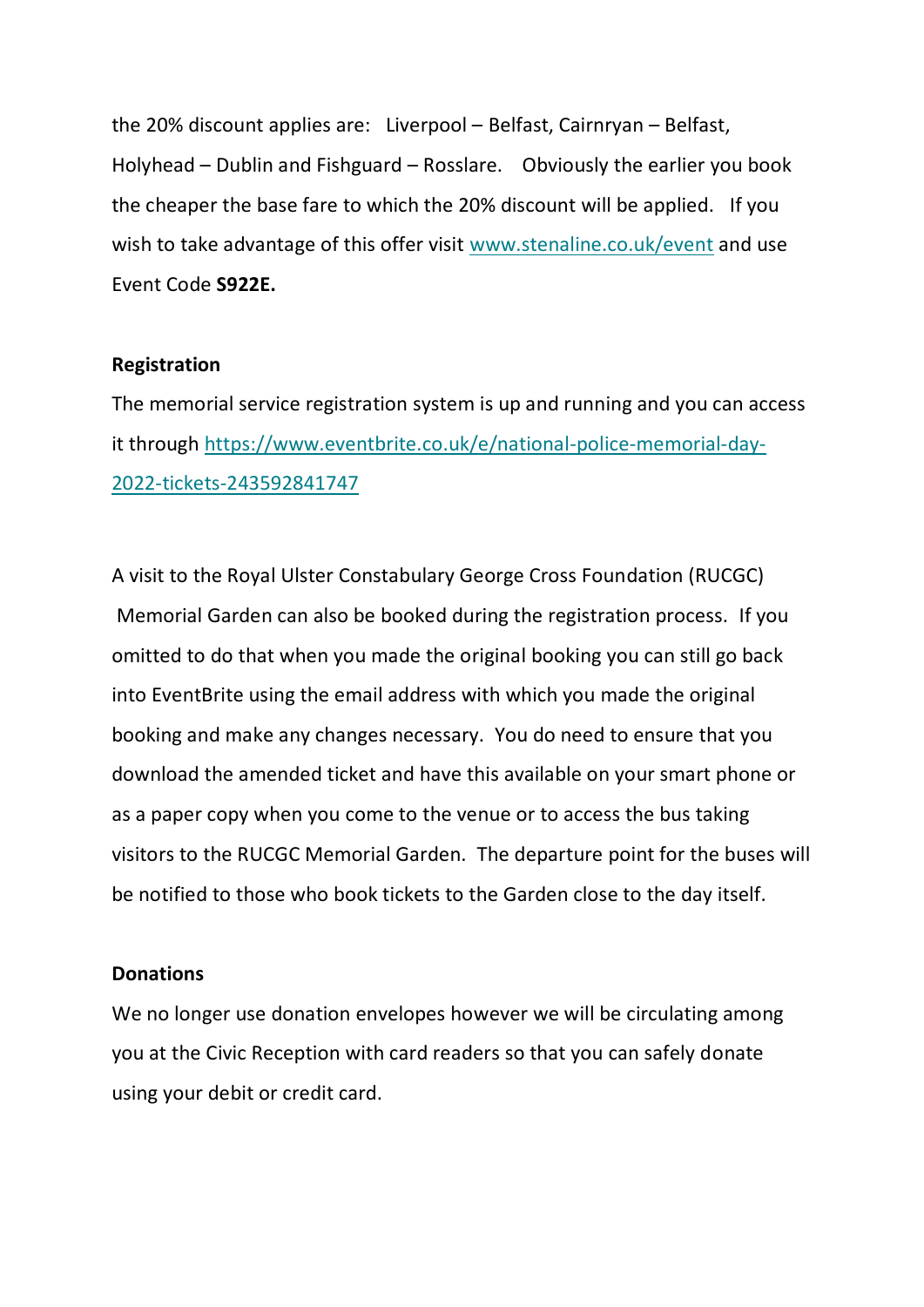the 20% discount applies are: Liverpool – Belfast, Cairnryan – Belfast, Holyhead – Dublin and Fishguard – Rosslare. Obviously the earlier you book the cheaper the base fare to which the 20% discount will be applied. If you wish to take advantage of this offer visit [www.stenaline.co.uk/event](www.stenaline.co.uk/event) and use Event Code **S922E.**

**Registration**

The memorial service registration system is up and running and you can access it through [https://www.eventbrite.co.uk/e/national-police-memorial-day-2022-tickets-243592841747](https://www.eventbrite.co.uk/e/national-police-memorial-day-2022-tickets-243592841747)

A visit to the Royal Ulster Constabulary George Cross Foundation (RUCGC) Memorial Garden can also be booked during the registration process. If you omitted to do that when you made the original booking you can still go back into EventBrite using the email address with which you made the original booking and make any changes necessary. You do need to ensure that you download the amended ticket and have this available on your smart phone or as a paper copy when you come to the venue or to access the bus taking visitors to the RUCGC Memorial Garden. The departure point for the buses will be notified to those who book tickets to the Garden close to the day itself.

**Donations**

We no longer use donation envelopes however we will be circulating among you at the Civic Reception with card readers so that you can safely donate using your debit or credit card.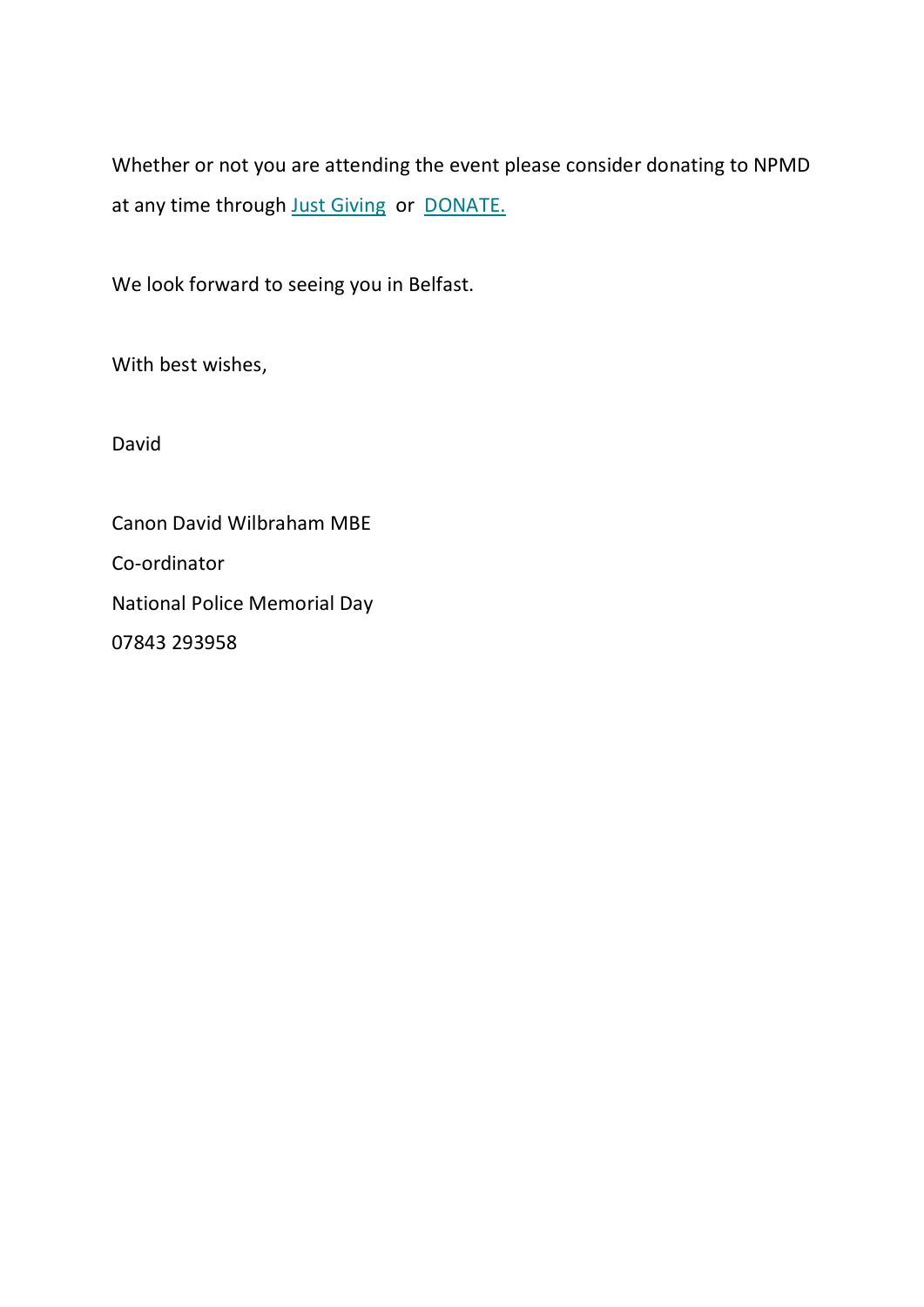Whether or not you are attending the event please consider donating to NPMD at any time through Just Giving or DONATE.

We look forward to seeing you in Belfast.

With best wishes,

David

Canon David Wilbraham MBE  
Co-ordinator  
National Police Memorial Day  
07843 293958